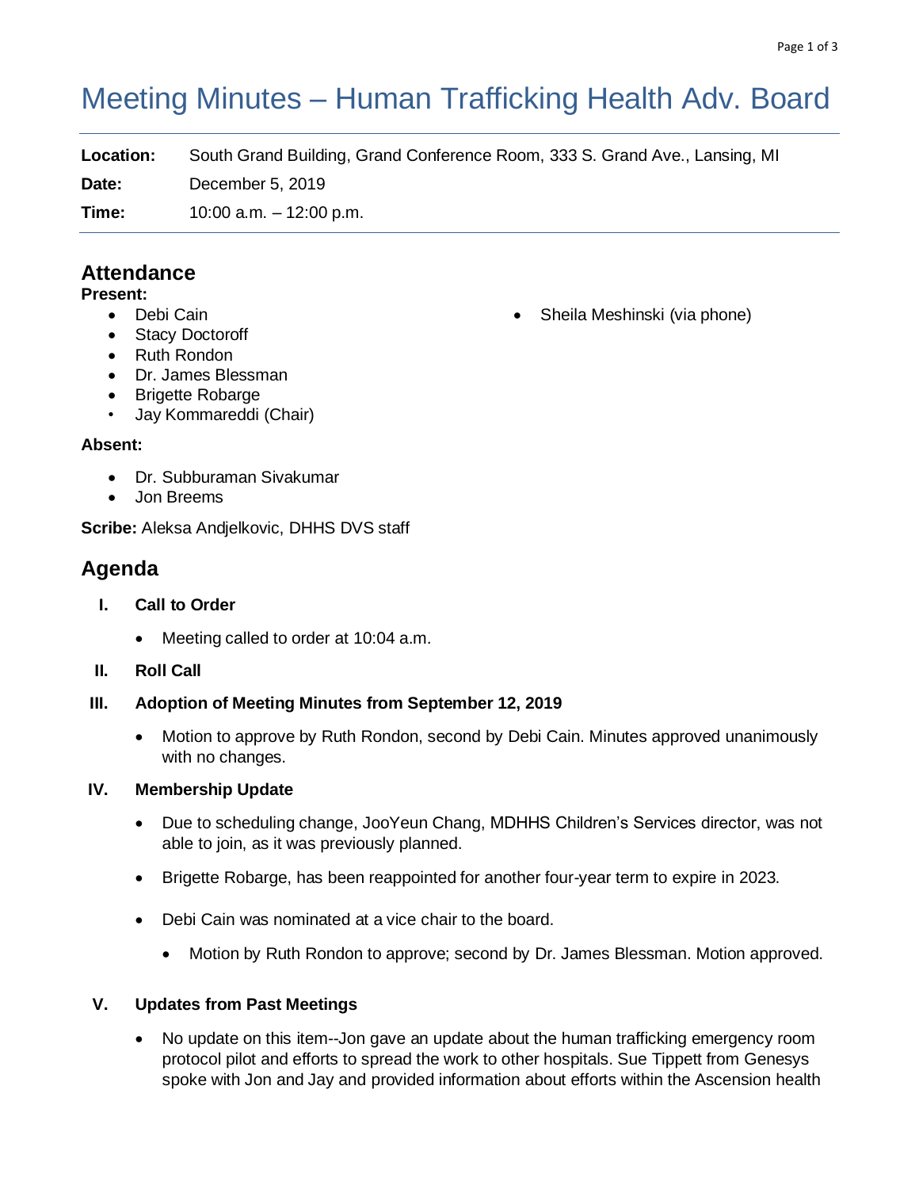# Meeting Minutes – Human Trafficking Health Adv. Board

**Location:** South Grand Building, Grand Conference Room, 333 S. Grand Ave., Lansing, MI

**Date:** December 5, 2019

**Time:** 10:00 a.m. – 12:00 p.m.

## Attendance

**Present:**

- Debi Cain
- Stacy Doctoroff
- Ruth Rondon
- Dr. James Blessman
- Brigette Robarge
- Jay Kommareddi (Chair)
- Sheila Meshinski (via phone)

**Absent:**

- Dr. Subburaman Sivakumar
- Jon Breems

**Scribe:** Aleksa Andjelkovic, DHHS DVS staff

## Agenda

### I. Call to Order

- Meeting called to order at 10:04 a.m.

### II. Roll Call

### III. Adoption of Meeting Minutes from September 12, 2019

- Motion to approve by Ruth Rondon, second by Debi Cain. Minutes approved unanimously with no changes.

### IV. Membership Update

- Due to scheduling change, JooYeun Chang, MDHHS Children's Services director, was not able to join, as it was previously planned.
- Brigette Robarge, has been reappointed for another four-year term to expire in 2023.
- Debi Cain was nominated at a vice chair to the board.
  - Motion by Ruth Rondon to approve; second by Dr. James Blessman. Motion approved.

### V. Updates from Past Meetings

- No update on this item--Jon gave an update about the human trafficking emergency room protocol pilot and efforts to spread the work to other hospitals. Sue Tippett from Genesys spoke with Jon and Jay and provided information about efforts within the Ascension health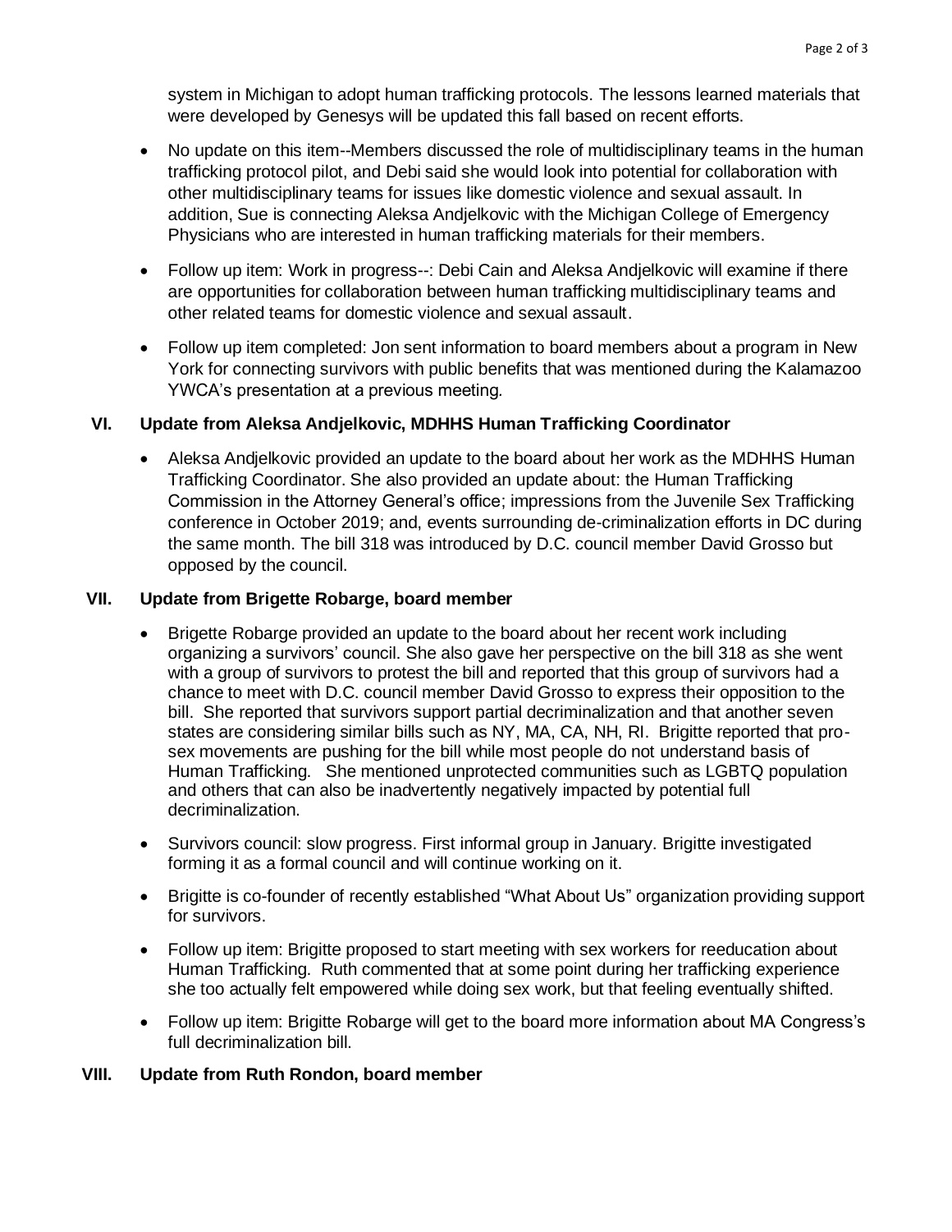system in Michigan to adopt human trafficking protocols. The lessons learned materials that were developed by Genesys will be updated this fall based on recent efforts.

- No update on this item--Members discussed the role of multidisciplinary teams in the human trafficking protocol pilot, and Debi said she would look into potential for collaboration with other multidisciplinary teams for issues like domestic violence and sexual assault. In addition, Sue is connecting Aleksa Andjelkovic with the Michigan College of Emergency Physicians who are interested in human trafficking materials for their members.
- Follow up item: Work in progress--: Debi Cain and Aleksa Andjelkovic will examine if there are opportunities for collaboration between human trafficking multidisciplinary teams and other related teams for domestic violence and sexual assault.
- Follow up item completed: Jon sent information to board members about a program in New York for connecting survivors with public benefits that was mentioned during the Kalamazoo YWCA's presentation at a previous meeting.

## VI. Update from Aleksa Andjelkovic, MDHHS Human Trafficking Coordinator

- Aleksa Andjelkovic provided an update to the board about her work as the MDHHS Human Trafficking Coordinator. She also provided an update about: the Human Trafficking Commission in the Attorney General's office; impressions from the Juvenile Sex Trafficking conference in October 2019; and, events surrounding de-criminalization efforts in DC during the same month. The bill 318 was introduced by D.C. council member David Grosso but opposed by the council.

## VII. Update from Brigette Robarge, board member

- Brigette Robarge provided an update to the board about her recent work including organizing a survivors' council. She also gave her perspective on the bill 318 as she went with a group of survivors to protest the bill and reported that this group of survivors had a chance to meet with D.C. council member David Grosso to express their opposition to the bill. She reported that survivors support partial decriminalization and that another seven states are considering similar bills such as NY, MA, CA, NH, RI. Brigitte reported that pro-sex movements are pushing for the bill while most people do not understand basis of Human Trafficking. She mentioned unprotected communities such as LGBTQ population and others that can also be inadvertently negatively impacted by potential full decriminalization.
- Survivors council: slow progress. First informal group in January. Brigitte investigated forming it as a formal council and will continue working on it.
- Brigitte is co-founder of recently established "What About Us" organization providing support for survivors.
- Follow up item: Brigitte proposed to start meeting with sex workers for reeducation about Human Trafficking. Ruth commented that at some point during her trafficking experience she too actually felt empowered while doing sex work, but that feeling eventually shifted.
- Follow up item: Brigitte Robarge will get to the board more information about MA Congress's full decriminalization bill.

## VIII. Update from Ruth Rondon, board member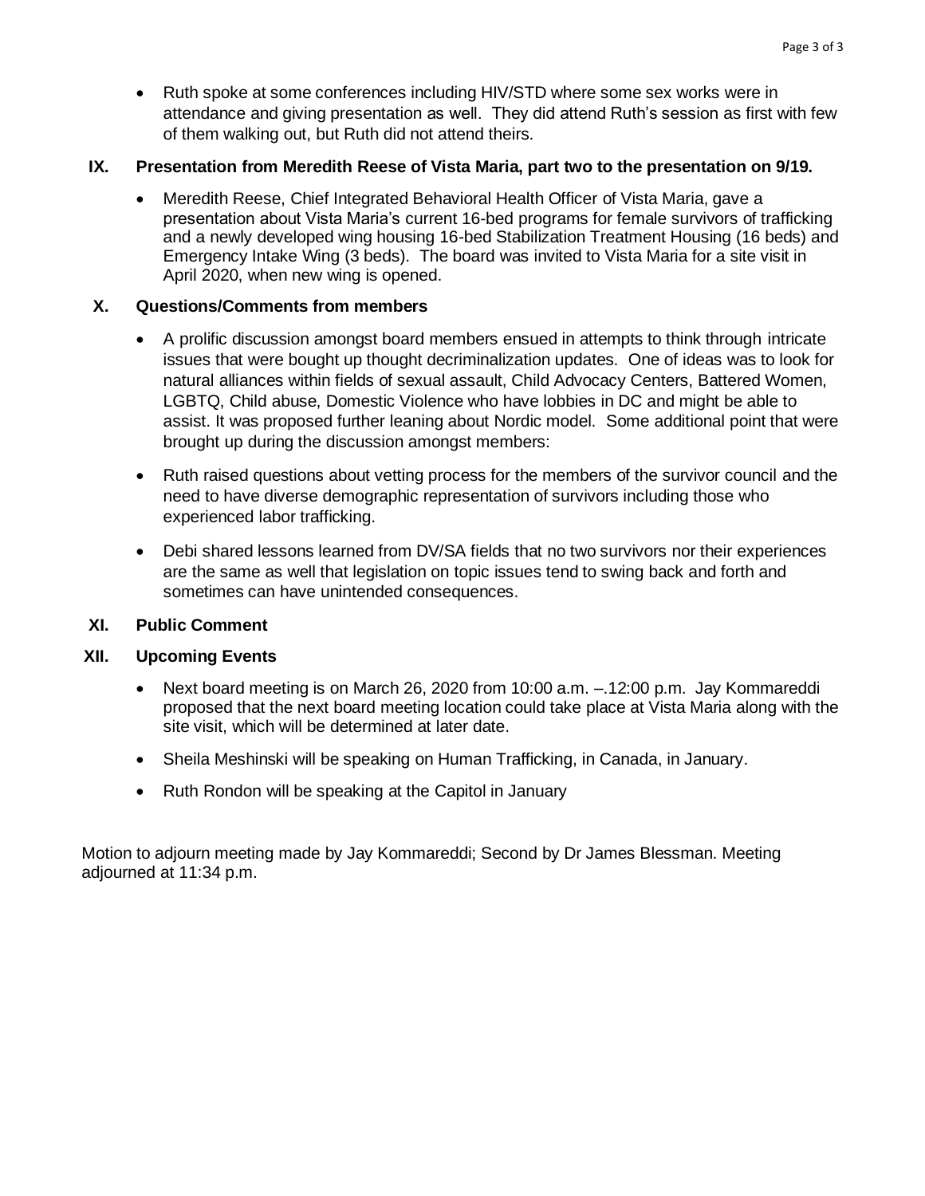- Ruth spoke at some conferences including HIV/STD where some sex works were in attendance and giving presentation as well. They did attend Ruth's session as first with few of them walking out, but Ruth did not attend theirs.

## IX. Presentation from Meredith Reese of Vista Maria, part two to the presentation on 9/19.

- Meredith Reese, Chief Integrated Behavioral Health Officer of Vista Maria, gave a presentation about Vista Maria's current 16-bed programs for female survivors of trafficking and a newly developed wing housing 16-bed Stabilization Treatment Housing (16 beds) and Emergency Intake Wing (3 beds). The board was invited to Vista Maria for a site visit in April 2020, when new wing is opened.

## X. Questions/Comments from members

- A prolific discussion amongst board members ensued in attempts to think through intricate issues that were bought up thought decriminalization updates. One of ideas was to look for natural alliances within fields of sexual assault, Child Advocacy Centers, Battered Women, LGBTQ, Child abuse, Domestic Violence who have lobbies in DC and might be able to assist. It was proposed further leaning about Nordic model. Some additional point that were brought up during the discussion amongst members:
- Ruth raised questions about vetting process for the members of the survivor council and the need to have diverse demographic representation of survivors including those who experienced labor trafficking.
- Debi shared lessons learned from DV/SA fields that no two survivors nor their experiences are the same as well that legislation on topic issues tend to swing back and forth and sometimes can have unintended consequences.

## XI. Public Comment

## XII. Upcoming Events

- Next board meeting is on March 26, 2020 from 10:00 a.m. –.12:00 p.m. Jay Kommareddi proposed that the next board meeting location could take place at Vista Maria along with the site visit, which will be determined at later date.
- Sheila Meshinski will be speaking on Human Trafficking, in Canada, in January.
- Ruth Rondon will be speaking at the Capitol in January

Motion to adjourn meeting made by Jay Kommareddi; Second by Dr James Blessman. Meeting adjourned at 11:34 p.m.